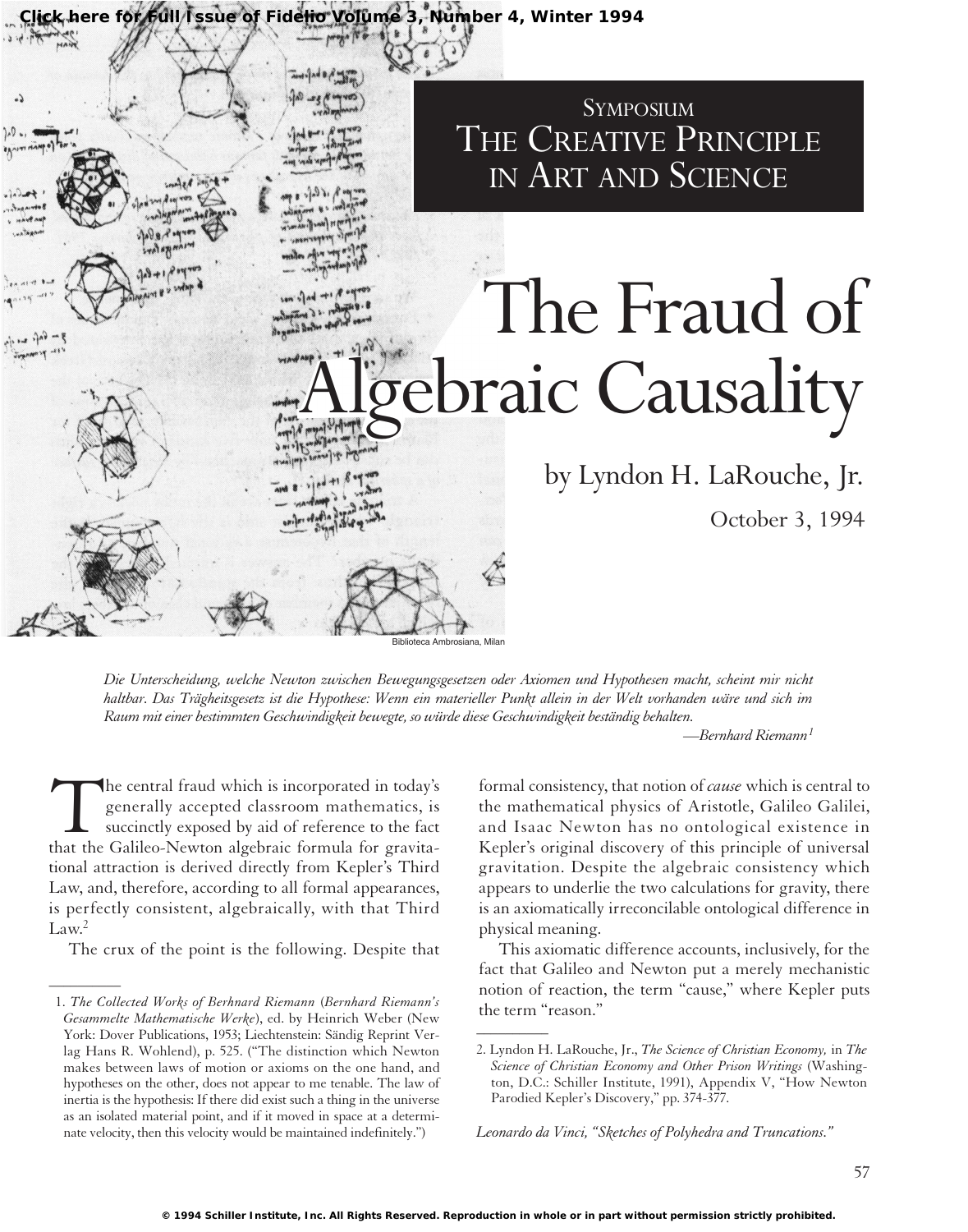SYMPOSIUM

THE CREATIVE PRINCIPLE IN ART AND SCIENCE

# The Fraud of Algebraic Causality

by Lyndon H. LaRouche, Jr.

October 3, 1994

Biblioteca Ambrosiana, Milan

*Die Unterscheidung, welche Newton zwischen Bewegungsgesetzen oder Axiomen und Hypothesen macht, scheint mir nicht haltbar. Das Trägheitsgesetz ist die Hypothese: Wenn ein materieller Punkt allein in der Welt vorhanden wäre und sich im Raum mit einer bestimmten Geschwindigkeit bewegte, so würde diese Geschwindigkeit beständig behalten.*

—Bernhard Riemann[1]

The central fraud which is incorporated in today's generally accepted classroom mathematics, is succinctly exposed by aid of reference to the fact that the Galileo-Newton algebraic formula for gravitational attraction is derived directly from Kepler's Third Law, and, therefore, according to all formal appearances, is perfectly consistent, algebraically, with that Third Law.[2]

The crux of the point is the following. Despite that formal consistency, that notion of *cause* which is central to the mathematical physics of Aristotle, Galileo Galilei, and Isaac Newton has no ontological existence in Kepler's original discovery of this principle of universal gravitation. Despite the algebraic consistency which appears to underlie the two calculations for gravity, there is an axiomatically irreconcilable ontological difference in physical meaning.

This axiomatic difference accounts, inclusively, for the fact that Galileo and Newton put a merely mechanistic notion of reaction, the term "cause," where Kepler puts the term "reason."

*Leonardo da Vinci, "Sketches of Polyhedra and Truncations."*

---

1. *The Collected Works of Berhnard Riemann* (*Bernhard Riemann's Gesammelte Mathematische Werke*), ed. by Heinrich Weber (New York: Dover Publications, 1953; Liechtenstein: Sändig Reprint Verlag Hans R. Wohlend), p. 525. ("The distinction which Newton makes between laws of motion or axioms on the one hand, and hypotheses on the other, does not appear to me tenable. The law of inertia is the hypothesis: If there did exist such a thing in the universe as an isolated material point, and if it moved in space at a determinate velocity, then this velocity would be maintained indefinitely.")

2. Lyndon H. LaRouche, Jr., *The Science of Christian Economy,* in *The Science of Christian Economy and Other Prison Writings* (Washington, D.C.: Schiller Institute, 1991), Appendix V, "How Newton Parodied Kepler's Discovery," pp. 374-377.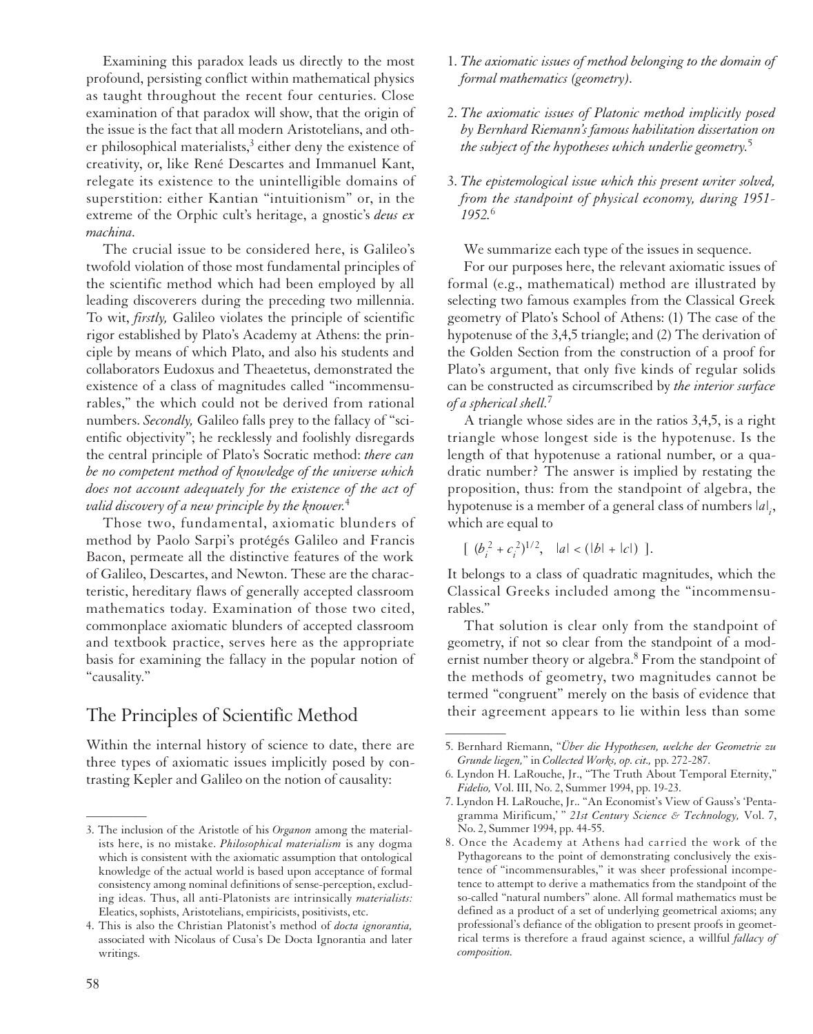Examining this paradox leads us directly to the most profound, persisting conflict within mathematical physics as taught throughout the recent four centuries. Close examination of that paradox will show, that the origin of the issue is the fact that all modern Aristotelians, and other philosophical materialists,[3] either deny the existence of creativity, or, like René Descartes and Immanuel Kant, relegate its existence to the unintelligible domains of superstition: either Kantian "intuitionism" or, in the extreme of the Orphic cult's heritage, a gnostic's *deus ex machina*.

The crucial issue to be considered here, is Galileo's twofold violation of those most fundamental principles of the scientific method which had been employed by all leading discoverers during the preceding two millennia. To wit, ***firstly,*** Galileo violates the principle of scientific rigor established by Plato's Academy at Athens: the principle by means of which Plato, and also his students and collaborators Eudoxus and Theaetetus, demonstrated the existence of a class of magnitudes called "incommensurables," the which could not be derived from rational numbers. ***Secondly,*** Galileo falls prey to the fallacy of "scientific objectivity"; he recklessly and foolishly disregards the central principle of Plato's Socratic method: ***there can be no competent method of knowledge of the universe which does not account adequately for the existence of the act of valid discovery of a new principle by the knower.***[4]

Those two, fundamental, axiomatic blunders of method by Paolo Sarpi's protégés Galileo and Francis Bacon, permeate all the distinctive features of the work of Galileo, Descartes, and Newton. These are the characteristic, hereditary flaws of generally accepted classroom mathematics today. Examination of those two cited, commonplace axiomatic blunders of accepted classroom and textbook practice, serves here as the appropriate basis for examining the fallacy in the popular notion of "causality."

## The Principles of Scientific Method

Within the internal history of science to date, there are three types of axiomatic issues implicitly posed by contrasting Kepler and Galileo on the notion of causality:

1. *The axiomatic issues of method belonging to the domain of formal mathematics (geometry).*

2. *The axiomatic issues of Platonic method implicitly posed by Bernhard Riemann's famous habilitation dissertation on the subject of the hypotheses which underlie geometry.*[5]

3. *The epistemological issue which this present writer solved, from the standpoint of physical economy, during 1951-1952.*[6]

We summarize each type of the issues in sequence.

For our purposes here, the relevant axiomatic issues of formal (e.g., mathematical) method are illustrated by selecting two famous examples from the Classical Greek geometry of Plato's School of Athens: (1) The case of the hypotenuse of the 3,4,5 triangle; and (2) The derivation of the Golden Section from the construction of a proof for Plato's argument, that only five kinds of regular solids can be constructed as circumscribed by *the interior surface of a spherical shell.*[7]

A triangle whose sides are in the ratios 3,4,5, is a right triangle whose longest side is the hypotenuse. Is the length of that hypotenuse a rational number, or a quadratic number? The answer is implied by restating the proposition, thus: from the standpoint of algebra, the hypotenuse is a member of a general class of numbers $|a|_i$, which are equal to

$$[\ (b_i^2 + c_i^2)^{1/2}, \quad |a| < (|b| + |c|)\ ].$$

It belongs to a class of quadratic magnitudes, which the Classical Greeks included among the "incommensurables."

That solution is clear only from the standpoint of geometry, if not so clear from the standpoint of a modernist number theory or algebra.[8] From the standpoint of the methods of geometry, two magnitudes cannot be termed "congruent" merely on the basis of evidence that their agreement appears to lie within less than some

---

3. The inclusion of the Aristotle of his *Organon* among the materialists here, is no mistake. *Philosophical materialism* is any dogma which is consistent with the axiomatic assumption that ontological knowledge of the actual world is based upon acceptance of formal consistency among nominal definitions of sense-perception, excluding ideas. Thus, all anti-Platonists are intrinsically *materialists:* Eleatics, sophists, Aristotelians, empiricists, positivists, etc.

4. This is also the Christian Platonist's method of *docta ignorantia,* associated with Nicolaus of Cusa's De Docta Ignorantia and later writings.

5. Bernhard Riemann, "*Über die Hypothesen, welche der Geometrie zu Grunde liegen,*" in *Collected Works, op. cit.,* pp. 272-287.

6. Lyndon H. LaRouche, Jr., "The Truth About Temporal Eternity," *Fidelio,* Vol. III, No. 2, Summer 1994, pp. 19-23.

7. Lyndon H. LaRouche, Jr.. "An Economist's View of Gauss's 'Pentagramma Mirificum,' " *21st Century Science & Technology,* Vol. 7, No. 2, Summer 1994, pp. 44-55.

8. Once the Academy at Athens had carried the work of the Pythagoreans to the point of demonstrating conclusively the existence of "incommensurables," it was sheer professional incompetence to attempt to derive a mathematics from the standpoint of the so-called "natural numbers" alone. All formal mathematics must be defined as a product of a set of underlying geometrical axioms; any professional's defiance of the obligation to present proofs in geometrical terms is therefore a fraud against science, a willful *fallacy of composition.*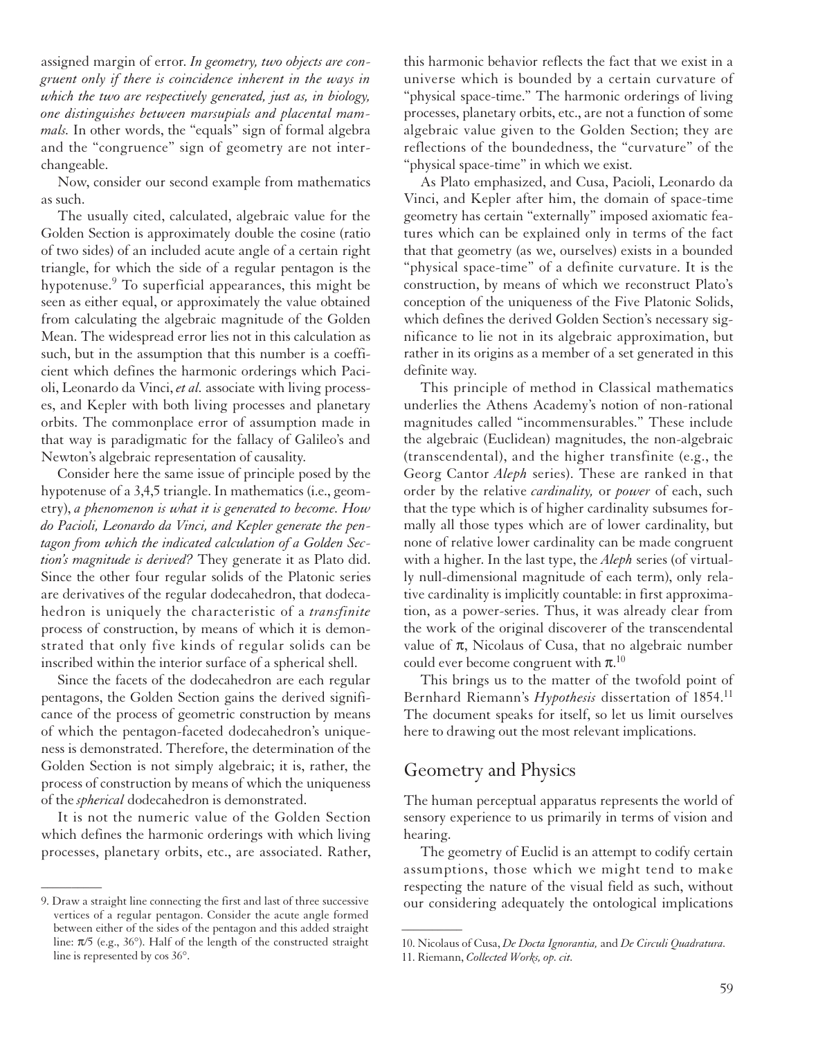assigned margin of error. *In geometry, two objects are congruent only if there is coincidence inherent in the ways in which the two are respectively generated, just as, in biology, one distinguishes between marsupials and placental mammals.* In other words, the "equals" sign of formal algebra and the "congruence" sign of geometry are not interchangeable.

Now, consider our second example from mathematics as such.

The usually cited, calculated, algebraic value for the Golden Section is approximately double the cosine (ratio of two sides) of an included acute angle of a certain right triangle, for which the side of a regular pentagon is the hypotenuse.[9] To superficial appearances, this might be seen as either equal, or approximately the value obtained from calculating the algebraic magnitude of the Golden Mean. The widespread error lies not in this calculation as such, but in the assumption that this number is a coefficient which defines the harmonic orderings which Pacioli, Leonardo da Vinci, *et al.* associate with living processes, and Kepler with both living processes and planetary orbits. The commonplace error of assumption made in that way is paradigmatic for the fallacy of Galileo's and Newton's algebraic representation of causality.

Consider here the same issue of principle posed by the hypotenuse of a 3,4,5 triangle. In mathematics (i.e., geometry), *a phenomenon is what it is generated to become. How do Pacioli, Leonardo da Vinci, and Kepler generate the pentagon from which the indicated calculation of a Golden Section's magnitude is derived?* They generate it as Plato did. Since the other four regular solids of the Platonic series are derivatives of the regular dodecahedron, that dodecahedron is uniquely the characteristic of a *transfinite* process of construction, by means of which it is demonstrated that only five kinds of regular solids can be inscribed within the interior surface of a spherical shell.

Since the facets of the dodecahedron are each regular pentagons, the Golden Section gains the derived significance of the process of geometric construction by means of which the pentagon-faceted dodecahedron's uniqueness is demonstrated. Therefore, the determination of the Golden Section is not simply algebraic; it is, rather, the process of construction by means of which the uniqueness of the *spherical* dodecahedron is demonstrated.

It is not the numeric value of the Golden Section which defines the harmonic orderings with which living processes, planetary orbits, etc., are associated. Rather, this harmonic behavior reflects the fact that we exist in a universe which is bounded by a certain curvature of "physical space-time." The harmonic orderings of living processes, planetary orbits, etc., are not a function of some algebraic value given to the Golden Section; they are reflections of the boundedness, the "curvature" of the "physical space-time" in which we exist.

As Plato emphasized, and Cusa, Pacioli, Leonardo da Vinci, and Kepler after him, the domain of space-time geometry has certain "externally" imposed axiomatic features which can be explained only in terms of the fact that that geometry (as we, ourselves) exists in a bounded "physical space-time" of a definite curvature. It is the construction, by means of which we reconstruct Plato's conception of the uniqueness of the Five Platonic Solids, which defines the derived Golden Section's necessary significance to lie not in its algebraic approximation, but rather in its origins as a member of a set generated in this definite way.

This principle of method in Classical mathematics underlies the Athens Academy's notion of non-rational magnitudes called "incommensurables." These include the algebraic (Euclidean) magnitudes, the non-algebraic (transcendental), and the higher transfinite (e.g., the Georg Cantor *Aleph* series). These are ranked in that order by the relative *cardinality,* or *power* of each, such that the type which is of higher cardinality subsumes formally all those types which are of lower cardinality, but none of relative lower cardinality can be made congruent with a higher. In the last type, the *Aleph* series (of virtually null-dimensional magnitude of each term), only relative cardinality is implicitly countable: in first approximation, as a power-series. Thus, it was already clear from the work of the original discoverer of the transcendental value of $\pi$, Nicolaus of Cusa, that no algebraic number could ever become congruent with $\pi$.[10]

This brings us to the matter of the twofold point of Bernhard Riemann's *Hypothesis* dissertation of 1854.[11] The document speaks for itself, so let us limit ourselves here to drawing out the most relevant implications.

## Geometry and Physics

The human perceptual apparatus represents the world of sensory experience to us primarily in terms of vision and hearing.

The geometry of Euclid is an attempt to codify certain assumptions, those which we might tend to make respecting the nature of the visual field as such, without our considering adequately the ontological implications

---

9. Draw a straight line connecting the first and last of three successive vertices of a regular pentagon. Consider the acute angle formed between either of the sides of the pentagon and this added straight line: $\pi/5$ (e.g., 36°). Half of the length of the constructed straight line is represented by cos 36°.

10. Nicolaus of Cusa, *De Docta Ignorantia,* and *De Circuli Quadratura.*

11. Riemann, *Collected Works, op. cit.*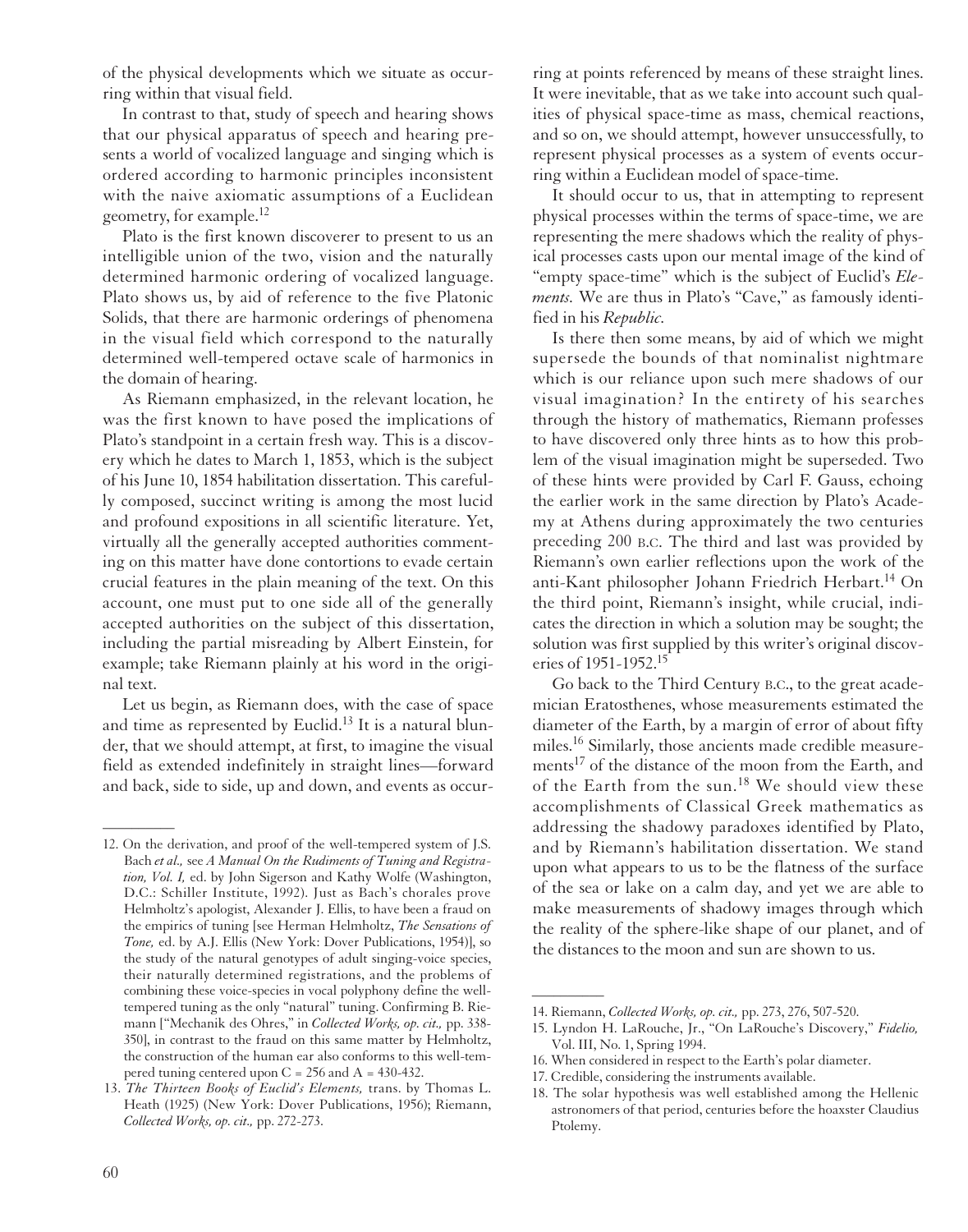of the physical developments which we situate as occurring within that visual field.

In contrast to that, study of speech and hearing shows that our physical apparatus of speech and hearing presents a world of vocalized language and singing which is ordered according to harmonic principles inconsistent with the naive axiomatic assumptions of a Euclidean geometry, for example.[12]

Plato is the first known discoverer to present to us an intelligible union of the two, vision and the naturally determined harmonic ordering of vocalized language. Plato shows us, by aid of reference to the five Platonic Solids, that there are harmonic orderings of phenomena in the visual field which correspond to the naturally determined well-tempered octave scale of harmonics in the domain of hearing.

As Riemann emphasized, in the relevant location, he was the first known to have posed the implications of Plato's standpoint in a certain fresh way. This is a discovery which he dates to March 1, 1853, which is the subject of his June 10, 1854 habilitation dissertation. This carefully composed, succinct writing is among the most lucid and profound expositions in all scientific literature. Yet, virtually all the generally accepted authorities commenting on this matter have done contortions to evade certain crucial features in the plain meaning of the text. On this account, one must put to one side all of the generally accepted authorities on the subject of this dissertation, including the partial misreading by Albert Einstein, for example; take Riemann plainly at his word in the original text.

Let us begin, as Riemann does, with the case of space and time as represented by Euclid.[13] It is a natural blunder, that we should attempt, at first, to imagine the visual field as extended indefinitely in straight lines—forward and back, side to side, up and down, and events as occurring at points referenced by means of these straight lines. It were inevitable, that as we take into account such qualities of physical space-time as mass, chemical reactions, and so on, we should attempt, however unsuccessfully, to represent physical processes as a system of events occurring within a Euclidean model of space-time.

It should occur to us, that in attempting to represent physical processes within the terms of space-time, we are representing the mere shadows which the reality of physical processes casts upon our mental image of the kind of "empty space-time" which is the subject of Euclid's *Elements*. We are thus in Plato's "Cave," as famously identified in his *Republic*.

Is there then some means, by aid of which we might supersede the bounds of that nominalist nightmare which is our reliance upon such mere shadows of our visual imagination? In the entirety of his searches through the history of mathematics, Riemann professes to have discovered only three hints as to how this problem of the visual imagination might be superseded. Two of these hints were provided by Carl F. Gauss, echoing the earlier work in the same direction by Plato's Academy at Athens during approximately the two centuries preceding 200 B.C. The third and last was provided by Riemann's own earlier reflections upon the work of the anti-Kant philosopher Johann Friedrich Herbart.[14] On the third point, Riemann's insight, while crucial, indicates the direction in which a solution may be sought; the solution was first supplied by this writer's original discoveries of 1951-1952.[15]

Go back to the Third Century B.C., to the great academician Eratosthenes, whose measurements estimated the diameter of the Earth, by a margin of error of about fifty miles.[16] Similarly, those ancients made credible measurements[17] of the distance of the moon from the Earth, and of the Earth from the sun.[18] We should view these accomplishments of Classical Greek mathematics as addressing the shadowy paradoxes identified by Plato, and by Riemann's habilitation dissertation. We stand upon what appears to us to be the flatness of the surface of the sea or lake on a calm day, and yet we are able to make measurements of shadowy images through which the reality of the sphere-like shape of our planet, and of the distances to the moon and sun are shown to us.

---

12. On the derivation, and proof of the well-tempered system of J.S. Bach *et al.,* see *A Manual On the Rudiments of Tuning and Registration, Vol. I,* ed. by John Sigerson and Kathy Wolfe (Washington, D.C.: Schiller Institute, 1992). Just as Bach's chorales prove Helmholtz's apologist, Alexander J. Ellis, to have been a fraud on the empirics of tuning [see Herman Helmholtz, *The Sensations of Tone,* ed. by A.J. Ellis (New York: Dover Publications, 1954)], so the study of the natural genotypes of adult singing-voice species, their naturally determined registrations, and the problems of combining these voice-species in vocal polyphony define the well-tempered tuning as the only "natural" tuning. Confirming B. Riemann ["Mechanik des Ohres," in *Collected Works, op. cit.,* pp. 338-350], in contrast to the fraud on this same matter by Helmholtz, the construction of the human ear also conforms to this well-tempered tuning centered upon C = 256 and A = 430-432.

13. *The Thirteen Books of Euclid's Elements,* trans. by Thomas L. Heath (1925) (New York: Dover Publications, 1956); Riemann, *Collected Works, op. cit.,* pp. 272-273.

14. Riemann, *Collected Works, op. cit.,* pp. 273, 276, 507-520.

15. Lyndon H. LaRouche, Jr., "On LaRouche's Discovery," *Fidelio,* Vol. III, No. 1, Spring 1994.

16. When considered in respect to the Earth's polar diameter.

17. Credible, considering the instruments available.

18. The solar hypothesis was well established among the Hellenic astronomers of that period, centuries before the hoaxster Claudius Ptolemy.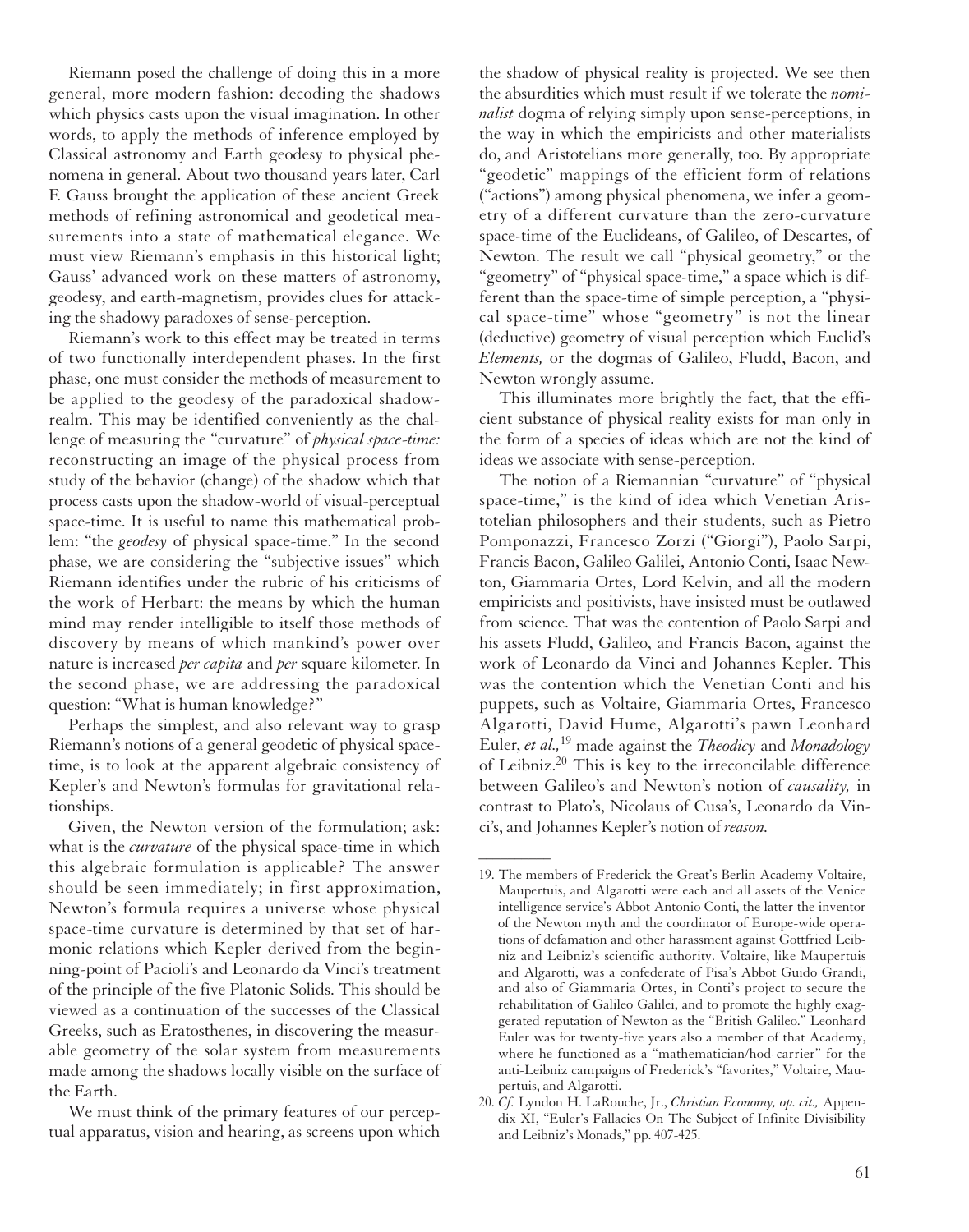Riemann posed the challenge of doing this in a more general, more modern fashion: decoding the shadows which physics casts upon the visual imagination. In other words, to apply the methods of inference employed by Classical astronomy and Earth geodesy to physical phenomena in general. About two thousand years later, Carl F. Gauss brought the application of these ancient Greek methods of refining astronomical and geodetical measurements into a state of mathematical elegance. We must view Riemann's emphasis in this historical light; Gauss' advanced work on these matters of astronomy, geodesy, and earth-magnetism, provides clues for attacking the shadowy paradoxes of sense-perception.

Riemann's work to this effect may be treated in terms of two functionally interdependent phases. In the first phase, one must consider the methods of measurement to be applied to the geodesy of the paradoxical shadow-realm. This may be identified conveniently as the challenge of measuring the "curvature" of *physical space-time:* reconstructing an image of the physical process from study of the behavior (change) of the shadow which that process casts upon the shadow-world of visual-perceptual space-time. It is useful to name this mathematical problem: "the *geodesy* of physical space-time." In the second phase, we are considering the "subjective issues" which Riemann identifies under the rubric of his criticisms of the work of Herbart: the means by which the human mind may render intelligible to itself those methods of discovery by means of which mankind's power over nature is increased *per capita* and *per* square kilometer. In the second phase, we are addressing the paradoxical question: "What is human knowledge?"

Perhaps the simplest, and also relevant way to grasp Riemann's notions of a general geodetic of physical space-time, is to look at the apparent algebraic consistency of Kepler's and Newton's formulas for gravitational relationships.

Given, the Newton version of the formulation; ask: what is the *curvature* of the physical space-time in which this algebraic formulation is applicable? The answer should be seen immediately; in first approximation, Newton's formula requires a universe whose physical space-time curvature is determined by that set of harmonic relations which Kepler derived from the beginning-point of Pacioli's and Leonardo da Vinci's treatment of the principle of the five Platonic Solids. This should be viewed as a continuation of the successes of the Classical Greeks, such as Eratosthenes, in discovering the measurable geometry of the solar system from measurements made among the shadows locally visible on the surface of the Earth.

We must think of the primary features of our perceptual apparatus, vision and hearing, as screens upon which the shadow of physical reality is projected. We see then the absurdities which must result if we tolerate the *nominalist* dogma of relying simply upon sense-perceptions, in the way in which the empiricists and other materialists do, and Aristotelians more generally, too. By appropriate "geodetic" mappings of the efficient form of relations ("actions") among physical phenomena, we infer a geometry of a different curvature than the zero-curvature space-time of the Euclideans, of Galileo, of Descartes, of Newton. The result we call "physical geometry," or the "geometry" of "physical space-time," a space which is different than the space-time of simple perception, a "physical space-time" whose "geometry" is not the linear (deductive) geometry of visual perception which Euclid's *Elements,* or the dogmas of Galileo, Fludd, Bacon, and Newton wrongly assume.

This illuminates more brightly the fact, that the efficient substance of physical reality exists for man only in the form of a species of ideas which are not the kind of ideas we associate with sense-perception.

The notion of a Riemannian "curvature" of "physical space-time," is the kind of idea which Venetian Aristotelian philosophers and their students, such as Pietro Pomponazzi, Francesco Zorzi ("Giorgi"), Paolo Sarpi, Francis Bacon, Galileo Galilei, Antonio Conti, Isaac Newton, Giammaria Ortes, Lord Kelvin, and all the modern empiricists and positivists, have insisted must be outlawed from science. That was the contention of Paolo Sarpi and his assets Fludd, Galileo, and Francis Bacon, against the work of Leonardo da Vinci and Johannes Kepler. This was the contention which the Venetian Conti and his puppets, such as Voltaire, Giammaria Ortes, Francesco Algarotti, David Hume, Algarotti's pawn Leonhard Euler, *et al.,*[19] made against the *Theodicy* and *Monadology* of Leibniz.[20] This is key to the irreconcilable difference between Galileo's and Newton's notion of *causality,* in contrast to Plato's, Nicolaus of Cusa's, Leonardo da Vinci's, and Johannes Kepler's notion of *reason.*

---

19. The members of Frederick the Great's Berlin Academy Voltaire, Maupertuis, and Algarotti were each and all assets of the Venice intelligence service's Abbot Antonio Conti, the latter the inventor of the Newton myth and the coordinator of Europe-wide operations of defamation and other harassment against Gottfried Leibniz and Leibniz's scientific authority. Voltaire, like Maupertuis and Algarotti, was a confederate of Pisa's Abbot Guido Grandi, and also of Giammaria Ortes, in Conti's project to secure the rehabilitation of Galileo Galilei, and to promote the highly exaggerated reputation of Newton as the "British Galileo." Leonhard Euler was for twenty-five years also a member of that Academy, where he functioned as a "mathematician/hod-carrier" for the anti-Leibniz campaigns of Frederick's "favorites," Voltaire, Maupertuis, and Algarotti.

20. *Cf.* Lyndon H. LaRouche, Jr., *Christian Economy, op. cit.,* Appendix XI, "Euler's Fallacies On The Subject of Infinite Divisibility and Leibniz's Monads," pp. 407-425.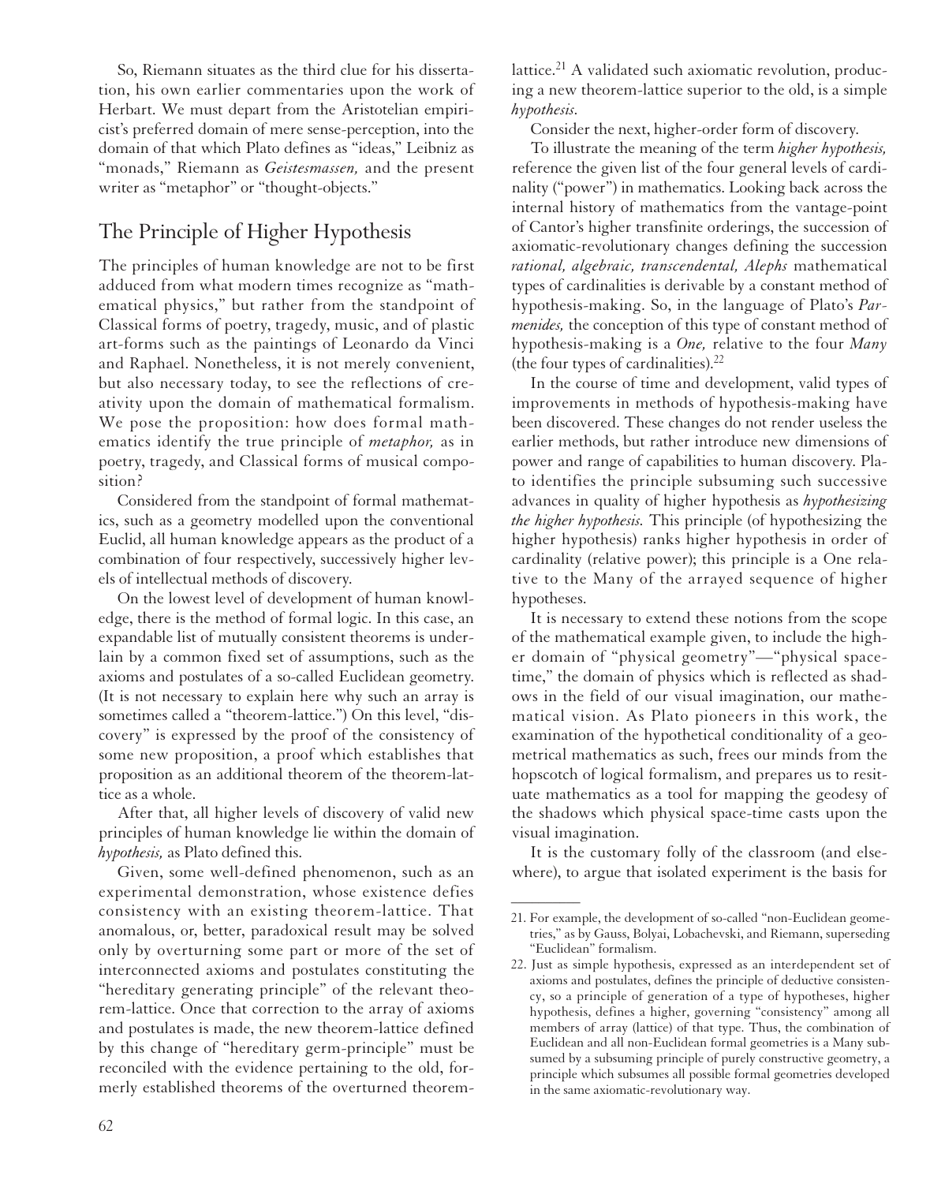So, Riemann situates as the third clue for his dissertation, his own earlier commentaries upon the work of Herbart. We must depart from the Aristotelian empiricist's preferred domain of mere sense-perception, into the domain of that which Plato defines as "ideas," Leibniz as "monads," Riemann as *Geistesmassen,* and the present writer as "metaphor" or "thought-objects."

## The Principle of Higher Hypothesis

The principles of human knowledge are not to be first adduced from what modern times recognize as "mathematical physics," but rather from the standpoint of Classical forms of poetry, tragedy, music, and of plastic art-forms such as the paintings of Leonardo da Vinci and Raphael. Nonetheless, it is not merely convenient, but also necessary today, to see the reflections of creativity upon the domain of mathematical formalism. We pose the proposition: how does formal mathematics identify the true principle of *metaphor,* as in poetry, tragedy, and Classical forms of musical composition?

Considered from the standpoint of formal mathematics, such as a geometry modelled upon the conventional Euclid, all human knowledge appears as the product of a combination of four respectively, successively higher levels of intellectual methods of discovery.

On the lowest level of development of human knowledge, there is the method of formal logic. In this case, an expandable list of mutually consistent theorems is underlain by a common fixed set of assumptions, such as the axioms and postulates of a so-called Euclidean geometry. (It is not necessary to explain here why such an array is sometimes called a "theorem-lattice.") On this level, "discovery" is expressed by the proof of the consistency of some new proposition, a proof which establishes that proposition as an additional theorem of the theorem-lattice as a whole.

After that, all higher levels of discovery of valid new principles of human knowledge lie within the domain of *hypothesis,* as Plato defined this.

Given, some well-defined phenomenon, such as an experimental demonstration, whose existence defies consistency with an existing theorem-lattice. That anomalous, or, better, paradoxical result may be solved only by overturning some part or more of the set of interconnected axioms and postulates constituting the "hereditary generating principle" of the relevant theorem-lattice. Once that correction to the array of axioms and postulates is made, the new theorem-lattice defined by this change of "hereditary germ-principle" must be reconciled with the evidence pertaining to the old, formerly established theorems of the overturned theorem-lattice.[21] A validated such axiomatic revolution, producing a new theorem-lattice superior to the old, is a simple *hypothesis*.

Consider the next, higher-order form of discovery.

To illustrate the meaning of the term *higher hypothesis,* reference the given list of the four general levels of cardinality ("power") in mathematics. Looking back across the internal history of mathematics from the vantage-point of Cantor's higher transfinite orderings, the succession of axiomatic-revolutionary changes defining the succession *rational, algebraic, transcendental, Alephs* mathematical types of cardinalities is derivable by a constant method of hypothesis-making. So, in the language of Plato's *Parmenides,* the conception of this type of constant method of hypothesis-making is a *One,* relative to the four *Many* (the four types of cardinalities).[22]

In the course of time and development, valid types of improvements in methods of hypothesis-making have been discovered. These changes do not render useless the earlier methods, but rather introduce new dimensions of power and range of capabilities to human discovery. Plato identifies the principle subsuming such successive advances in quality of higher hypothesis as *hypothesizing the higher hypothesis.* This principle (of hypothesizing the higher hypothesis) ranks higher hypothesis in order of cardinality (relative power); this principle is a One relative to the Many of the arrayed sequence of higher hypotheses.

It is necessary to extend these notions from the scope of the mathematical example given, to include the higher domain of "physical geometry"—"physical space-time," the domain of physics which is reflected as shadows in the field of our visual imagination, our mathematical vision. As Plato pioneers in this work, the examination of the hypothetical conditionality of a geometrical mathematics as such, frees our minds from the hopscotch of logical formalism, and prepares us to resituate mathematics as a tool for mapping the geodesy of the shadows which physical space-time casts upon the visual imagination.

It is the customary folly of the classroom (and elsewhere), to argue that isolated experiment is the basis for

---

21. For example, the development of so-called "non-Euclidean geometries," as by Gauss, Bolyai, Lobachevski, and Riemann, superseding "Euclidean" formalism.

22. Just as simple hypothesis, expressed as an interdependent set of axioms and postulates, defines the principle of deductive consistency, so a principle of generation of a type of hypotheses, higher hypothesis, defines a higher, governing "consistency" among all members of array (lattice) of that type. Thus, the combination of Euclidean and all non-Euclidean formal geometries is a Many subsumed by a subsuming principle of purely constructive geometry, a principle which subsumes all possible formal geometries developed in the same axiomatic-revolutionary way.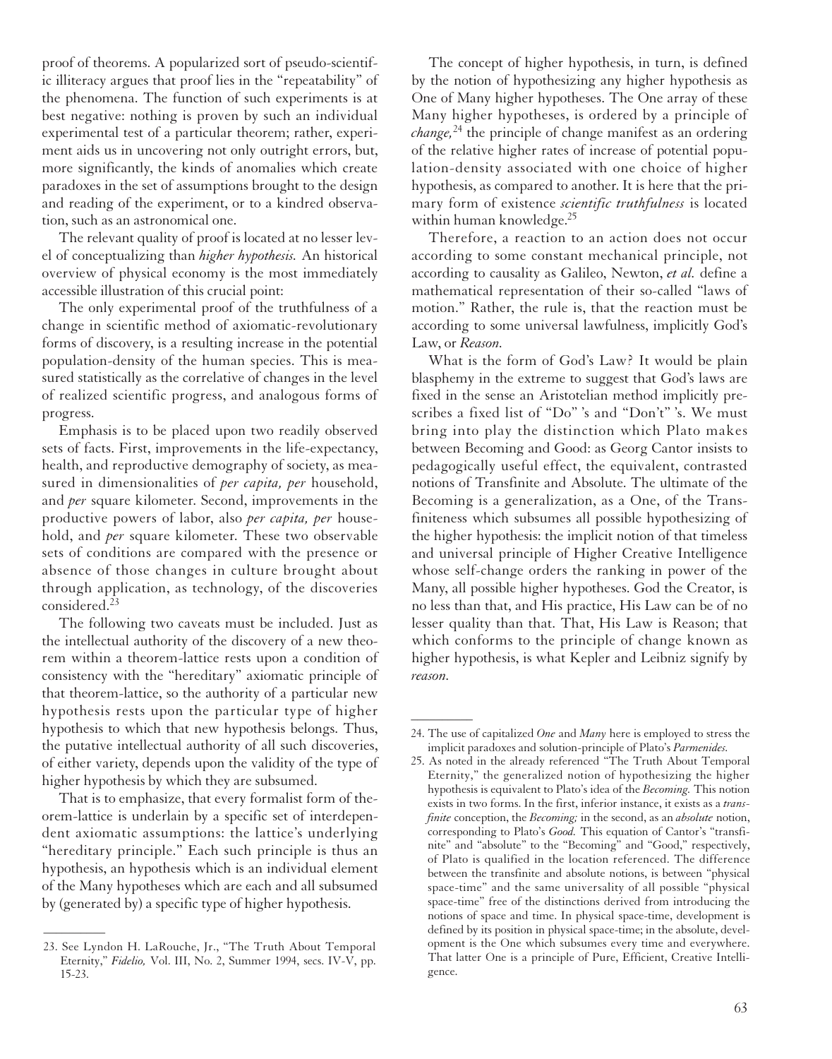proof of theorems. A popularized sort of pseudo-scientific illiteracy argues that proof lies in the "repeatability" of the phenomena. The function of such experiments is at best negative: nothing is proven by such an individual experimental test of a particular theorem; rather, experiment aids us in uncovering not only outright errors, but, more significantly, the kinds of anomalies which create paradoxes in the set of assumptions brought to the design and reading of the experiment, or to a kindred observation, such as an astronomical one.

The relevant quality of proof is located at no lesser level of conceptualizing than *higher hypothesis.* An historical overview of physical economy is the most immediately accessible illustration of this crucial point:

The only experimental proof of the truthfulness of a change in scientific method of axiomatic-revolutionary forms of discovery, is a resulting increase in the potential population-density of the human species. This is measured statistically as the correlative of changes in the level of realized scientific progress, and analogous forms of progress.

Emphasis is to be placed upon two readily observed sets of facts. First, improvements in the life-expectancy, health, and reproductive demography of society, as measured in dimensionalities of *per capita, per* household, and *per* square kilometer. Second, improvements in the productive powers of labor, also *per capita, per* household, and *per* square kilometer. These two observable sets of conditions are compared with the presence or absence of those changes in culture brought about through application, as technology, of the discoveries considered.[23]

The following two caveats must be included. Just as the intellectual authority of the discovery of a new theorem within a theorem-lattice rests upon a condition of consistency with the "hereditary" axiomatic principle of that theorem-lattice, so the authority of a particular new hypothesis rests upon the particular type of higher hypothesis to which that new hypothesis belongs. Thus, the putative intellectual authority of all such discoveries, of either variety, depends upon the validity of the type of higher hypothesis by which they are subsumed.

That is to emphasize, that every formalist form of theorem-lattice is underlain by a specific set of interdependent axiomatic assumptions: the lattice's underlying "hereditary principle." Each such principle is thus an hypothesis, an hypothesis which is an individual element of the Many hypotheses which are each and all subsumed by (generated by) a specific type of higher hypothesis.

The concept of higher hypothesis, in turn, is defined by the notion of hypothesizing any higher hypothesis as One of Many higher hypotheses. The One array of these Many higher hypotheses, is ordered by a principle of *change,*[24] the principle of change manifest as an ordering of the relative higher rates of increase of potential population-density associated with one choice of higher hypothesis, as compared to another. It is here that the primary form of existence *scientific truthfulness* is located within human knowledge.[25]

Therefore, a reaction to an action does not occur according to some constant mechanical principle, not according to causality as Galileo, Newton, *et al.* define a mathematical representation of their so-called "laws of motion." Rather, the rule is, that the reaction must be according to some universal lawfulness, implicitly God's Law, or *Reason.*

What is the form of God's Law? It would be plain blasphemy in the extreme to suggest that God's laws are fixed in the sense an Aristotelian method implicitly prescribes a fixed list of "Do" 's and "Don't" 's. We must bring into play the distinction which Plato makes between Becoming and Good: as Georg Cantor insists to pedagogically useful effect, the equivalent, contrasted notions of Transfinite and Absolute. The ultimate of the Becoming is a generalization, as a One, of the Transfiniteness which subsumes all possible hypothesizing of the higher hypothesis: the implicit notion of that timeless and universal principle of Higher Creative Intelligence whose self-change orders the ranking in power of the Many, all possible higher hypotheses. God the Creator, is no less than that, and His practice, His Law can be of no lesser quality than that. That, His Law is Reason; that which conforms to the principle of change known as higher hypothesis, is what Kepler and Leibniz signify by *reason.*

---

23. See Lyndon H. LaRouche, Jr., "The Truth About Temporal Eternity," *Fidelio,* Vol. III, No. 2, Summer 1994, secs. IV-V, pp. 15-23.

24. The use of capitalized *One* and *Many* here is employed to stress the implicit paradoxes and solution-principle of Plato's *Parmenides.*

25. As noted in the already referenced "The Truth About Temporal Eternity," the generalized notion of hypothesizing the higher hypothesis is equivalent to Plato's idea of the *Becoming.* This notion exists in two forms. In the first, inferior instance, it exists as a *transfinite* conception, the *Becoming;* in the second, as an *absolute* notion, corresponding to Plato's *Good.* This equation of Cantor's "transfinite" and "absolute" to the "Becoming" and "Good," respectively, of Plato is qualified in the location referenced. The difference between the transfinite and absolute notions, is between "physical space-time" and the same universality of all possible "physical space-time" free of the distinctions derived from introducing the notions of space and time. In physical space-time, development is defined by its position in physical space-time; in the absolute, development is the One which subsumes every time and everywhere. That latter One is a principle of Pure, Efficient, Creative Intelligence.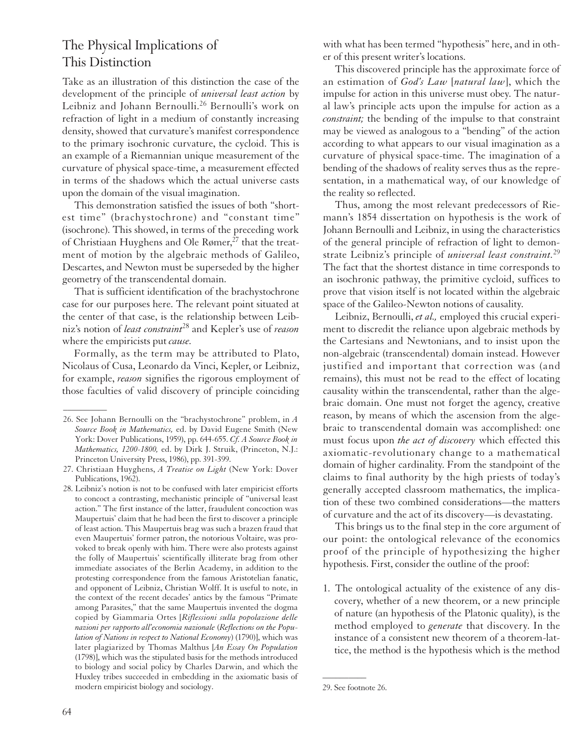## The Physical Implications of This Distinction

Take as an illustration of this distinction the case of the development of the principle of *universal least action* by Leibniz and Johann Bernoulli.[26] Bernoulli's work on refraction of light in a medium of constantly increasing density, showed that curvature's manifest correspondence to the primary isochronic curvature, the cycloid. This is an example of a Riemannian unique measurement of the curvature of physical space-time, a measurement effected in terms of the shadows which the actual universe casts upon the domain of the visual imagination.

This demonstration satisfied the issues of both "shortest time" (brachystochrone) and "constant time" (isochrone). This showed, in terms of the preceding work of Christiaan Huyghens and Ole Rømer,[27] that the treatment of motion by the algebraic methods of Galileo, Descartes, and Newton must be superseded by the higher geometry of the transcendental domain.

That is sufficient identification of the brachystochrone case for our purposes here. The relevant point situated at the center of that case, is the relationship between Leibniz's notion of *least constraint*[28] and Kepler's use of *reason* where the empiricists put *cause.*

Formally, as the term may be attributed to Plato, Nicolaus of Cusa, Leonardo da Vinci, Kepler, or Leibniz, for example, *reason* signifies the rigorous employment of those faculties of valid discovery of principle coinciding with what has been termed "hypothesis" here, and in other of this present writer's locations.

This discovered principle has the approximate force of an estimation of *God's Law* [*natural law*], which the impulse for action in this universe must obey. The natural law's principle acts upon the impulse for action as a *constraint;* the bending of the impulse to that constraint may be viewed as analogous to a "bending" of the action according to what appears to our visual imagination as a curvature of physical space-time. The imagination of a bending of the shadows of reality serves thus as the representation, in a mathematical way, of our knowledge of the reality so reflected.

Thus, among the most relevant predecessors of Riemann's 1854 dissertation on hypothesis is the work of Johann Bernoulli and Leibniz, in using the characteristics of the general principle of refraction of light to demonstrate Leibniz's principle of *universal least constraint.*[29] The fact that the shortest distance in time corresponds to an isochronic pathway, the primitive cycloid, suffices to prove that vision itself is not located within the algebraic space of the Galileo-Newton notions of causality.

Leibniz, Bernoulli, *et al.,* employed this crucial experiment to discredit the reliance upon algebraic methods by the Cartesians and Newtonians, and to insist upon the non-algebraic (transcendental) domain instead. However justified and important that correction was (and remains), this must not be read to the effect of locating causality within the transcendental, rather than the algebraic domain. One must not forget the agency, creative reason, by means of which the ascension from the algebraic to transcendental domain was accomplished: one must focus upon *the act of discovery* which effected this axiomatic-revolutionary change to a mathematical domain of higher cardinality. From the standpoint of the claims to final authority by the high priests of today's generally accepted classroom mathematics, the implication of these two combined considerations—the matters of curvature and the act of its discovery—is devastating.

This brings us to the final step in the core argument of our point: the ontological relevance of the economics proof of the principle of hypothesizing the higher hypothesis. First, consider the outline of the proof:

1. The ontological actuality of the existence of any discovery, whether of a new theorem, or a new principle of nature (an hypothesis of the Platonic quality), is the method employed to *generate* that discovery. In the instance of a consistent new theorem of a theorem-lattice, the method is the hypothesis which is the method

---

26. See Johann Bernoulli on the "brachystochrone" problem, in *A Source Book in Mathematics,* ed. by David Eugene Smith (New York: Dover Publications, 1959), pp. 644-655. *Cf. A Source Book in Mathematics, 1200-1800,* ed. by Dirk J. Struik, (Princeton, N.J.: Princeton University Press, 1986), pp. 391-399.

27. Christiaan Huyghens, *A Treatise on Light* (New York: Dover Publications, 1962).

28. Leibniz's notion is not to be confused with later empiricist efforts to concoct a contrasting, mechanistic principle of "universal least action." The first instance of the latter, fraudulent concoction was Maupertuis' claim that he had been the first to discover a principle of least action. This Maupertuis brag was such a brazen fraud that even Maupertuis' former patron, the notorious Voltaire, was provoked to break openly with him. There were also protests against the folly of Maupertuis' scientifically illiterate brag from other immediate associates of the Berlin Academy, in addition to the protesting correspondence from the famous Aristotelian fanatic, and opponent of Leibniz, Christian Wolff. It is useful to note, in the context of the recent decades' antics by the famous "Primate among Parasites," that the same Maupertuis invented the dogma copied by Giammaria Ortes [*Riflessioni sulla popolazione delle nazioni per rapporto all'economia nazionale* (*Reflections on the Population of Nations in respect to National Economy*) (1790)], which was later plagiarized by Thomas Malthus [*An Essay On Population* (1798)], which was the stipulated basis for the methods introduced to biology and social policy by Charles Darwin, and which the Huxley tribes succeeded in embedding in the axiomatic basis of modern empiricist biology and sociology.

29. See footnote 26.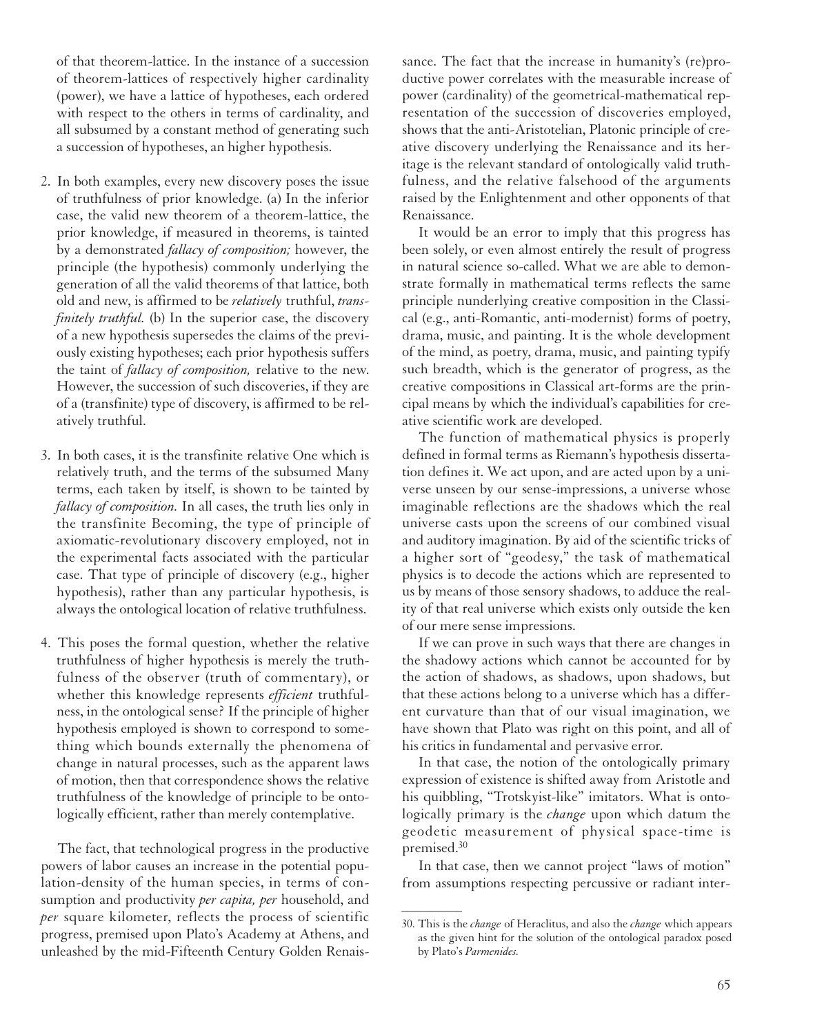of that theorem-lattice. In the instance of a succession of theorem-lattices of respectively higher cardinality (power), we have a lattice of hypotheses, each ordered with respect to the others in terms of cardinality, and all subsumed by a constant method of generating such a succession of hypotheses, an higher hypothesis.

2. In both examples, every new discovery poses the issue of truthfulness of prior knowledge. (a) In the inferior case, the valid new theorem of a theorem-lattice, the prior knowledge, if measured in theorems, is tainted by a demonstrated *fallacy of composition;* however, the principle (the hypothesis) commonly underlying the generation of all the valid theorems of that lattice, both old and new, is affirmed to be *relatively* truthful, *transfinitely truthful.* (b) In the superior case, the discovery of a new hypothesis supersedes the claims of the previously existing hypotheses; each prior hypothesis suffers the taint of *fallacy of composition,* relative to the new. However, the succession of such discoveries, if they are of a (transfinite) type of discovery, is affirmed to be relatively truthful.

3. In both cases, it is the transfinite relative One which is relatively truth, and the terms of the subsumed Many terms, each taken by itself, is shown to be tainted by *fallacy of composition.* In all cases, the truth lies only in the transfinite Becoming, the type of principle of axiomatic-revolutionary discovery employed, not in the experimental facts associated with the particular case. That type of principle of discovery (e.g., higher hypothesis), rather than any particular hypothesis, is always the ontological location of relative truthfulness.

4. This poses the formal question, whether the relative truthfulness of higher hypothesis is merely the truthfulness of the observer (truth of commentary), or whether this knowledge represents *efficient* truthfulness, in the ontological sense? If the principle of higher hypothesis employed is shown to correspond to something which bounds externally the phenomena of change in natural processes, such as the apparent laws of motion, then that correspondence shows the relative truthfulness of the knowledge of principle to be ontologically efficient, rather than merely contemplative.

The fact, that technological progress in the productive powers of labor causes an increase in the potential population-density of the human species, in terms of consumption and productivity *per capita, per* household, and *per* square kilometer, reflects the process of scientific progress, premised upon Plato's Academy at Athens, and unleashed by the mid-Fifteenth Century Golden Renaissance. The fact that the increase in humanity's (re)productive power correlates with the measurable increase of power (cardinality) of the geometrical-mathematical representation of the succession of discoveries employed, shows that the anti-Aristotelian, Platonic principle of creative discovery underlying the Renaissance and its heritage is the relevant standard of ontologically valid truthfulness, and the relative falsehood of the arguments raised by the Enlightenment and other opponents of that Renaissance.

It would be an error to imply that this progress has been solely, or even almost entirely the result of progress in natural science so-called. What we are able to demonstrate formally in mathematical terms reflects the same principle nunderlying creative composition in the Classical (e.g., anti-Romantic, anti-modernist) forms of poetry, drama, music, and painting. It is the whole development of the mind, as poetry, drama, music, and painting typify such breadth, which is the generator of progress, as the creative compositions in Classical art-forms are the principal means by which the individual's capabilities for creative scientific work are developed.

The function of mathematical physics is properly defined in formal terms as Riemann's hypothesis dissertation defines it. We act upon, and are acted upon by a universe unseen by our sense-impressions, a universe whose imaginable reflections are the shadows which the real universe casts upon the screens of our combined visual and auditory imagination. By aid of the scientific tricks of a higher sort of "geodesy," the task of mathematical physics is to decode the actions which are represented to us by means of those sensory shadows, to adduce the reality of that real universe which exists only outside the ken of our mere sense impressions.

If we can prove in such ways that there are changes in the shadowy actions which cannot be accounted for by the action of shadows, as shadows, upon shadows, but that these actions belong to a universe which has a different curvature than that of our visual imagination, we have shown that Plato was right on this point, and all of his critics in fundamental and pervasive error.

In that case, the notion of the ontologically primary expression of existence is shifted away from Aristotle and his quibbling, "Trotskyist-like" imitators. What is ontologically primary is the *change* upon which datum the geodetic measurement of physical space-time is premised.[30]

In that case, then we cannot project "laws of motion" from assumptions respecting percussive or radiant inter-

30. This is the *change* of Heraclitus, and also the *change* which appears as the given hint for the solution of the ontological paradox posed by Plato's *Parmenides.*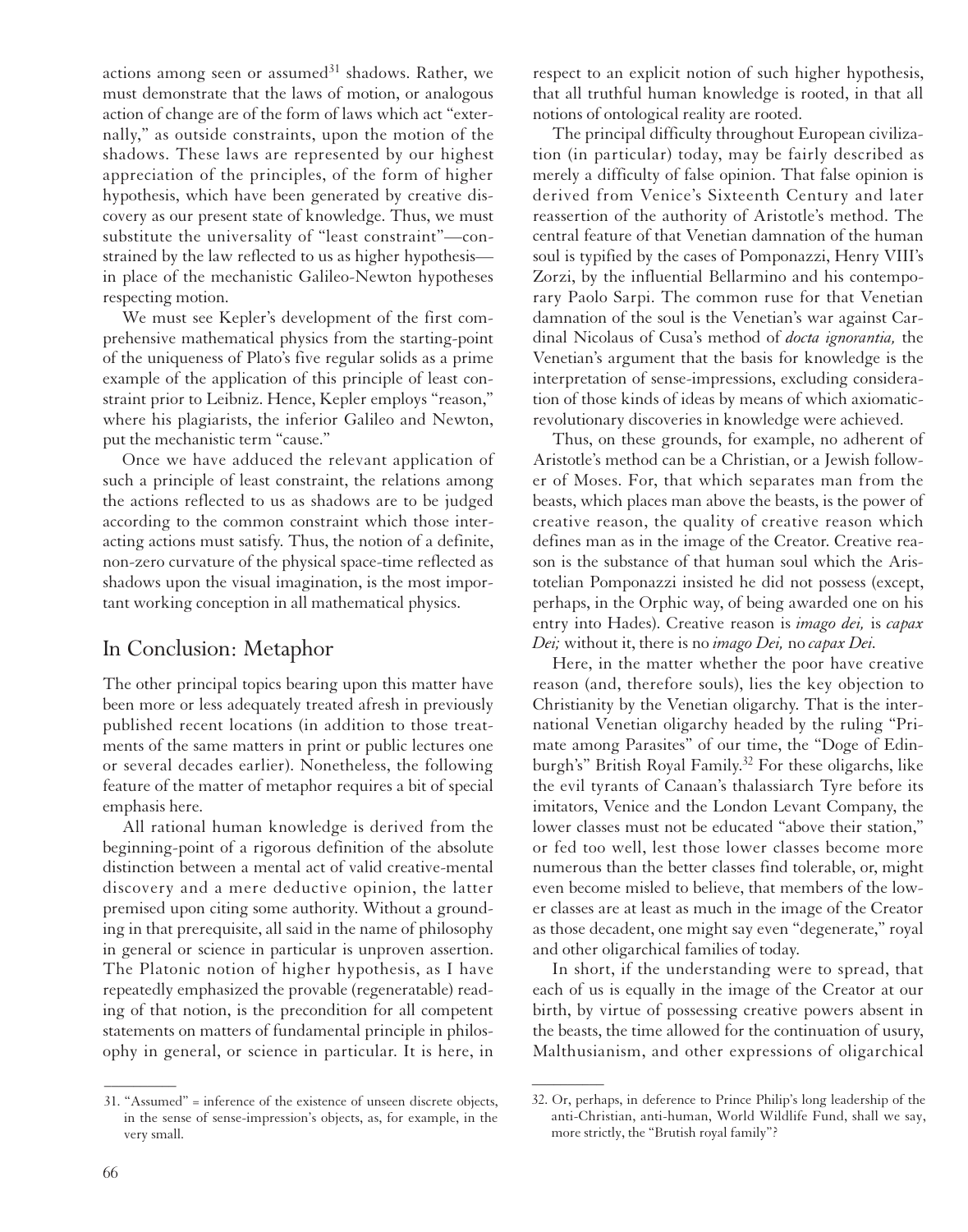actions among seen or assumed[31] shadows. Rather, we must demonstrate that the laws of motion, or analogous action of change are of the form of laws which act "externally," as outside constraints, upon the motion of the shadows. These laws are represented by our highest appreciation of the principles, of the form of higher hypothesis, which have been generated by creative discovery as our present state of knowledge. Thus, we must substitute the universality of "least constraint"—constrained by the law reflected to us as higher hypothesis—in place of the mechanistic Galileo-Newton hypotheses respecting motion.

We must see Kepler's development of the first comprehensive mathematical physics from the starting-point of the uniqueness of Plato's five regular solids as a prime example of the application of this principle of least constraint prior to Leibniz. Hence, Kepler employs "reason," where his plagiarists, the inferior Galileo and Newton, put the mechanistic term "cause."

Once we have adduced the relevant application of such a principle of least constraint, the relations among the actions reflected to us as shadows are to be judged according to the common constraint which those interacting actions must satisfy. Thus, the notion of a definite, non-zero curvature of the physical space-time reflected as shadows upon the visual imagination, is the most important working conception in all mathematical physics.

## In Conclusion: Metaphor

The other principal topics bearing upon this matter have been more or less adequately treated afresh in previously published recent locations (in addition to those treatments of the same matters in print or public lectures one or several decades earlier). Nonetheless, the following feature of the matter of metaphor requires a bit of special emphasis here.

All rational human knowledge is derived from the beginning-point of a rigorous definition of the absolute distinction between a mental act of valid creative-mental discovery and a mere deductive opinion, the latter premised upon citing some authority. Without a grounding in that prerequisite, all said in the name of philosophy in general or science in particular is unproven assertion. The Platonic notion of higher hypothesis, as I have repeatedly emphasized the provable (regeneratable) reading of that notion, is the precondition for all competent statements on matters of fundamental principle in philosophy in general, or science in particular. It is here, in respect to an explicit notion of such higher hypothesis, that all truthful human knowledge is rooted, in that all notions of ontological reality are rooted.

The principal difficulty throughout European civilization (in particular) today, may be fairly described as merely a difficulty of false opinion. That false opinion is derived from Venice's Sixteenth Century and later reassertion of the authority of Aristotle's method. The central feature of that Venetian damnation of the human soul is typified by the cases of Pomponazzi, Henry VIII's Zorzi, by the influential Bellarmino and his contemporary Paolo Sarpi. The common ruse for that Venetian damnation of the soul is the Venetian's war against Cardinal Nicolaus of Cusa's method of *docta ignorantia,* the Venetian's argument that the basis for knowledge is the interpretation of sense-impressions, excluding consideration of those kinds of ideas by means of which axiomatic-revolutionary discoveries in knowledge were achieved.

Thus, on these grounds, for example, no adherent of Aristotle's method can be a Christian, or a Jewish follower of Moses. For, that which separates man from the beasts, which places man above the beasts, is the power of creative reason, the quality of creative reason which defines man as in the image of the Creator. Creative reason is the substance of that human soul which the Aristotelian Pomponazzi insisted he did not possess (except, perhaps, in the Orphic way, of being awarded one on his entry into Hades). Creative reason is *imago dei,* is *capax Dei;* without it, there is no *imago Dei,* no *capax Dei.*

Here, in the matter whether the poor have creative reason (and, therefore souls), lies the key objection to Christianity by the Venetian oligarchy. That is the international Venetian oligarchy headed by the ruling "Primate among Parasites" of our time, the "Doge of Edinburgh's" British Royal Family.[32] For these oligarchs, like the evil tyrants of Canaan's thalassiarch Tyre before its imitators, Venice and the London Levant Company, the lower classes must not be educated "above their station," or fed too well, lest those lower classes become more numerous than the better classes find tolerable, or, might even become misled to believe, that members of the lower classes are at least as much in the image of the Creator as those decadent, one might say even "degenerate," royal and other oligarchical families of today.

In short, if the understanding were to spread, that each of us is equally in the image of the Creator at our birth, by virtue of possessing creative powers absent in the beasts, the time allowed for the continuation of usury, Malthusianism, and other expressions of oligarchical

---

31. "Assumed" = inference of the existence of unseen discrete objects, in the sense of sense-impression's objects, as, for example, in the very small.

32. Or, perhaps, in deference to Prince Philip's long leadership of the anti-Christian, anti-human, World Wildlife Fund, shall we say, more strictly, the "Brutish royal family"?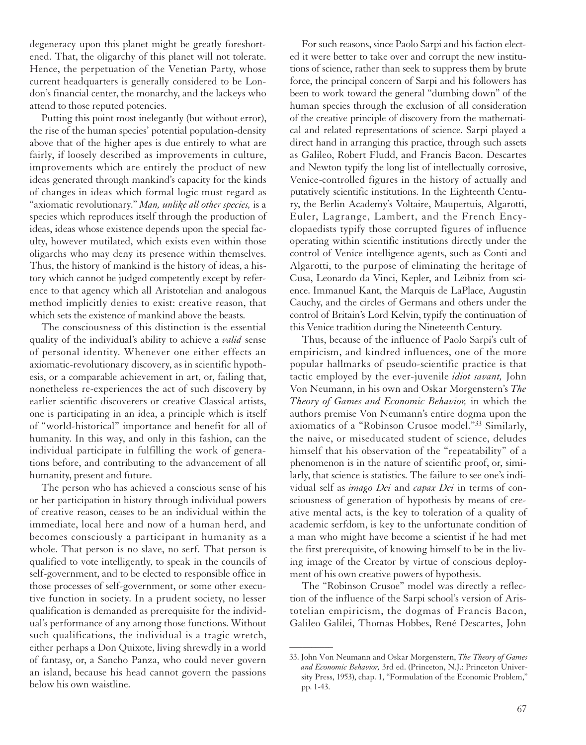degeneracy upon this planet might be greatly foreshortened. That, the oligarchy of this planet will not tolerate. Hence, the perpetuation of the Venetian Party, whose current headquarters is generally considered to be London's financial center, the monarchy, and the lackeys who attend to those reputed potencies.

Putting this point most inelegantly (but without error), the rise of the human species' potential population-density above that of the higher apes is due entirely to what are fairly, if loosely described as improvements in culture, improvements which are entirely the product of new ideas generated through mankind's capacity for the kinds of changes in ideas which formal logic must regard as "axiomatic revolutionary." *Man, unlike all other species,* is a species which reproduces itself through the production of ideas, ideas whose existence depends upon the special faculty, however mutilated, which exists even within those oligarchs who may deny its presence within themselves. Thus, the history of mankind is the history of ideas, a history which cannot be judged competently except by reference to that agency which all Aristotelian and analogous method implicitly denies to exist: creative reason, that which sets the existence of mankind above the beasts.

The consciousness of this distinction is the essential quality of the individual's ability to achieve a *valid* sense of personal identity. Whenever one either effects an axiomatic-revolutionary discovery, as in scientific hypothesis, or a comparable achievement in art, or, failing that, nonetheless re-experiences the act of such discovery by earlier scientific discoverers or creative Classical artists, one is participating in an idea, a principle which is itself of "world-historical" importance and benefit for all of humanity. In this way, and only in this fashion, can the individual participate in fulfilling the work of generations before, and contributing to the advancement of all humanity, present and future.

The person who has achieved a conscious sense of his or her participation in history through individual powers of creative reason, ceases to be an individual within the immediate, local here and now of a human herd, and becomes consciously a participant in humanity as a whole. That person is no slave, no serf. That person is qualified to vote intelligently, to speak in the councils of self-government, and to be elected to responsible office in those processes of self-government, or some other executive function in society. In a prudent society, no lesser qualification is demanded as prerequisite for the individual's performance of any among those functions. Without such qualifications, the individual is a tragic wretch, either perhaps a Don Quixote, living shrewdly in a world of fantasy, or, a Sancho Panza, who could never govern an island, because his head cannot govern the passions below his own waistline.

For such reasons, since Paolo Sarpi and his faction elected it were better to take over and corrupt the new institutions of science, rather than seek to suppress them by brute force, the principal concern of Sarpi and his followers has been to work toward the general "dumbing down" of the human species through the exclusion of all consideration of the creative principle of discovery from the mathematical and related representations of science. Sarpi played a direct hand in arranging this practice, through such assets as Galileo, Robert Fludd, and Francis Bacon. Descartes and Newton typify the long list of intellectually corrosive, Venice-controlled figures in the history of actually and putatively scientific institutions. In the Eighteenth Century, the Berlin Academy's Voltaire, Maupertuis, Algarotti, Euler, Lagrange, Lambert, and the French Encyclopaedists typify those corrupted figures of influence operating within scientific institutions directly under the control of Venice intelligence agents, such as Conti and Algarotti, to the purpose of eliminating the heritage of Cusa, Leonardo da Vinci, Kepler, and Leibniz from science. Immanuel Kant, the Marquis de LaPlace, Augustin Cauchy, and the circles of Germans and others under the control of Britain's Lord Kelvin, typify the continuation of this Venice tradition during the Nineteenth Century.

Thus, because of the influence of Paolo Sarpi's cult of empiricism, and kindred influences, one of the more popular hallmarks of pseudo-scientific practice is that tactic employed by the ever-juvenile *idiot savant,* John Von Neumann, in his own and Oskar Morgenstern's *The Theory of Games and Economic Behavior,* in which the authors premise Von Neumann's entire dogma upon the axiomatics of a "Robinson Crusoe model."[33] Similarly, the naive, or miseducated student of science, deludes himself that his observation of the "repeatability" of a phenomenon is in the nature of scientific proof, or, similarly, that science is statistics. The failure to see one's individual self as *imago Dei* and *capax Dei* in terms of consciousness of generation of hypothesis by means of creative mental acts, is the key to toleration of a quality of academic serfdom, is key to the unfortunate condition of a man who might have become a scientist if he had met the first prerequisite, of knowing himself to be in the living image of the Creator by virtue of conscious deployment of his own creative powers of hypothesis.

The "Robinson Crusoe" model was directly a reflection of the influence of the Sarpi school's version of Aristotelian empiricism, the dogmas of Francis Bacon, Galileo Galilei, Thomas Hobbes, René Descartes, John

---

33. John Von Neumann and Oskar Morgenstern, *The Theory of Games and Economic Behavior,* 3rd ed. (Princeton, N.J.: Princeton University Press, 1953), chap. 1, "Formulation of the Economic Problem," pp. 1-43.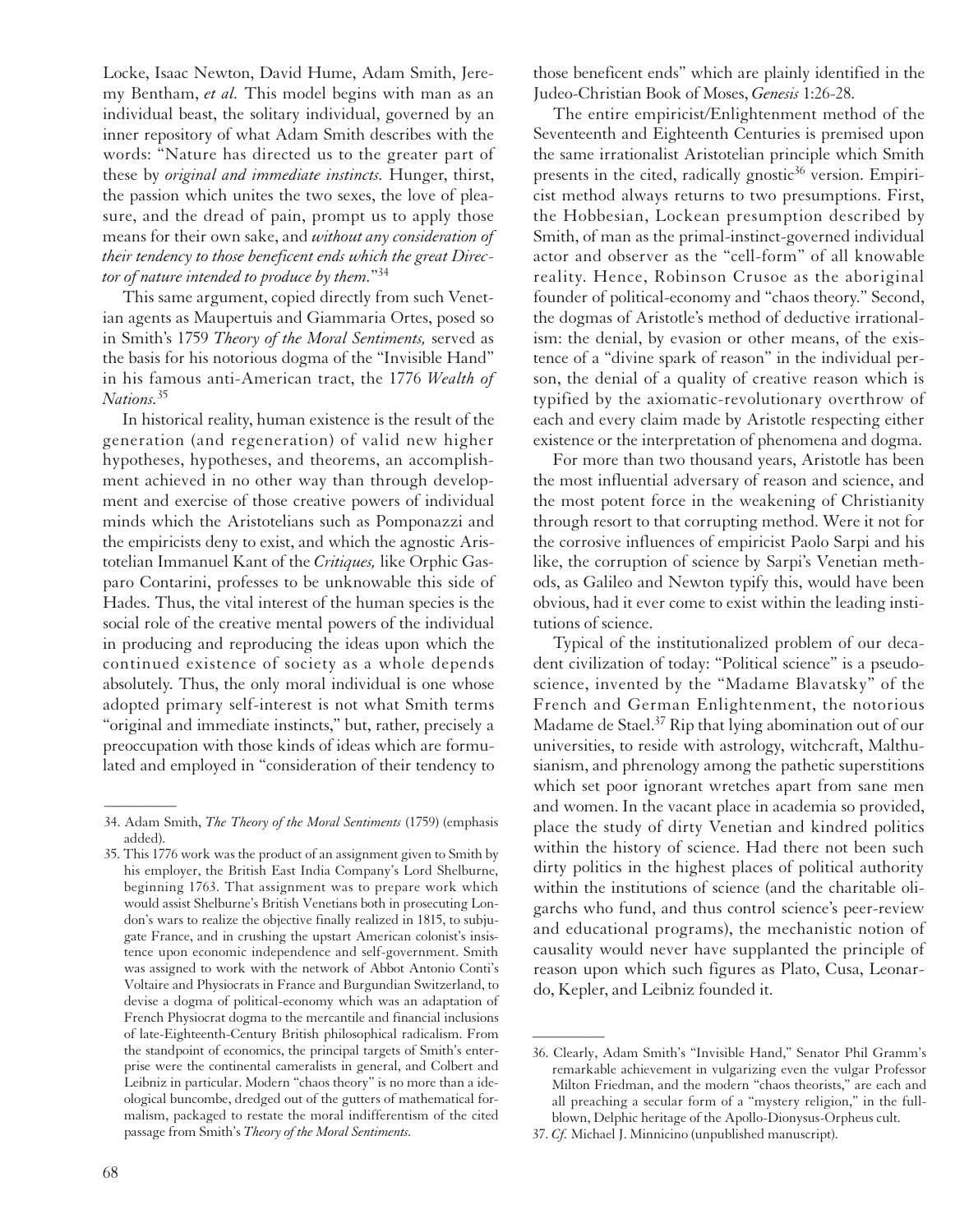Locke, Isaac Newton, David Hume, Adam Smith, Jeremy Bentham, *et al.* This model begins with man as an individual beast, the solitary individual, governed by an inner repository of what Adam Smith describes with the words: "Nature has directed us to the greater part of these by *original and immediate instincts.* Hunger, thirst, the passion which unites the two sexes, the love of pleasure, and the dread of pain, prompt us to apply those means for their own sake, and *without any consideration of their tendency to those beneficent ends which the great Director of nature intended to produce by them.*"[34]

This same argument, copied directly from such Venetian agents as Maupertuis and Giammaria Ortes, posed so in Smith's 1759 *Theory of the Moral Sentiments,* served as the basis for his notorious dogma of the "Invisible Hand" in his famous anti-American tract, the 1776 *Wealth of Nations.*[35]

In historical reality, human existence is the result of the generation (and regeneration) of valid new higher hypotheses, hypotheses, and theorems, an accomplishment achieved in no other way than through development and exercise of those creative powers of individual minds which the Aristotelians such as Pomponazzi and the empiricists deny to exist, and which the agnostic Aristotelian Immanuel Kant of the *Critiques,* like Orphic Gasparo Contarini, professes to be unknowable this side of Hades. Thus, the vital interest of the human species is the social role of the creative mental powers of the individual in producing and reproducing the ideas upon which the continued existence of society as a whole depends absolutely. Thus, the only moral individual is one whose adopted primary self-interest is not what Smith terms "original and immediate instincts," but, rather, precisely a preoccupation with those kinds of ideas which are formulated and employed in "consideration of their tendency to those beneficent ends" which are plainly identified in the Judeo-Christian Book of Moses, *Genesis* 1:26-28.

The entire empiricist/Enlightenment method of the Seventeenth and Eighteenth Centuries is premised upon the same irrationalist Aristotelian principle which Smith presents in the cited, radically gnostic[36] version. Empiricist method always returns to two presumptions. First, the Hobbesian, Lockean presumption described by Smith, of man as the primal-instinct-governed individual actor and observer as the "cell-form" of all knowable reality. Hence, Robinson Crusoe as the aboriginal founder of political-economy and "chaos theory." Second, the dogmas of Aristotle's method of deductive irrationalism: the denial, by evasion or other means, of the existence of a "divine spark of reason" in the individual person, the denial of a quality of creative reason which is typified by the axiomatic-revolutionary overthrow of each and every claim made by Aristotle respecting either existence or the interpretation of phenomena and dogma.

For more than two thousand years, Aristotle has been the most influential adversary of reason and science, and the most potent force in the weakening of Christianity through resort to that corrupting method. Were it not for the corrosive influences of empiricist Paolo Sarpi and his like, the corruption of science by Sarpi's Venetian methods, as Galileo and Newton typify this, would have been obvious, had it ever come to exist within the leading institutions of science.

Typical of the institutionalized problem of our decadent civilization of today: "Political science" is a pseudoscience, invented by the "Madame Blavatsky" of the French and German Enlightenment, the notorious Madame de Stael.[37] Rip that lying abomination out of our universities, to reside with astrology, witchcraft, Malthusianism, and phrenology among the pathetic superstitions which set poor ignorant wretches apart from sane men and women. In the vacant place in academia so provided, place the study of dirty Venetian and kindred politics within the history of science. Had there not been such dirty politics in the highest places of political authority within the institutions of science (and the charitable oligarchs who fund, and thus control science's peer-review and educational programs), the mechanistic notion of causality would never have supplanted the principle of reason upon which such figures as Plato, Cusa, Leonardo, Kepler, and Leibniz founded it.

---

34. Adam Smith, *The Theory of the Moral Sentiments* (1759) (emphasis added).

35. This 1776 work was the product of an assignment given to Smith by his employer, the British East India Company's Lord Shelburne, beginning 1763. That assignment was to prepare work which would assist Shelburne's British Venetians both in prosecuting London's wars to realize the objective finally realized in 1815, to subjugate France, and in crushing the upstart American colonist's insistence upon economic independence and self-government. Smith was assigned to work with the network of Abbot Antonio Conti's Voltaire and Physiocrats in France and Burgundian Switzerland, to devise a dogma of political-economy which was an adaptation of French Physiocrat dogma to the mercantile and financial inclusions of late-Eighteenth-Century British philosophical radicalism. From the standpoint of economics, the principal targets of Smith's enterprise were the continental cameralists in general, and Colbert and Leibniz in particular. Modern "chaos theory" is no more than a ideological buncombe, dredged out of the gutters of mathematical formalism, packaged to restate the moral indifferentism of the cited passage from Smith's *Theory of the Moral Sentiments.*

36. Clearly, Adam Smith's "Invisible Hand," Senator Phil Gramm's remarkable achievement in vulgarizing even the vulgar Professor Milton Friedman, and the modern "chaos theorists," are each and all preaching a secular form of a "mystery religion," in the full-blown, Delphic heritage of the Apollo-Dionysus-Orpheus cult.

37. *Cf.* Michael J. Minnicino (unpublished manuscript).